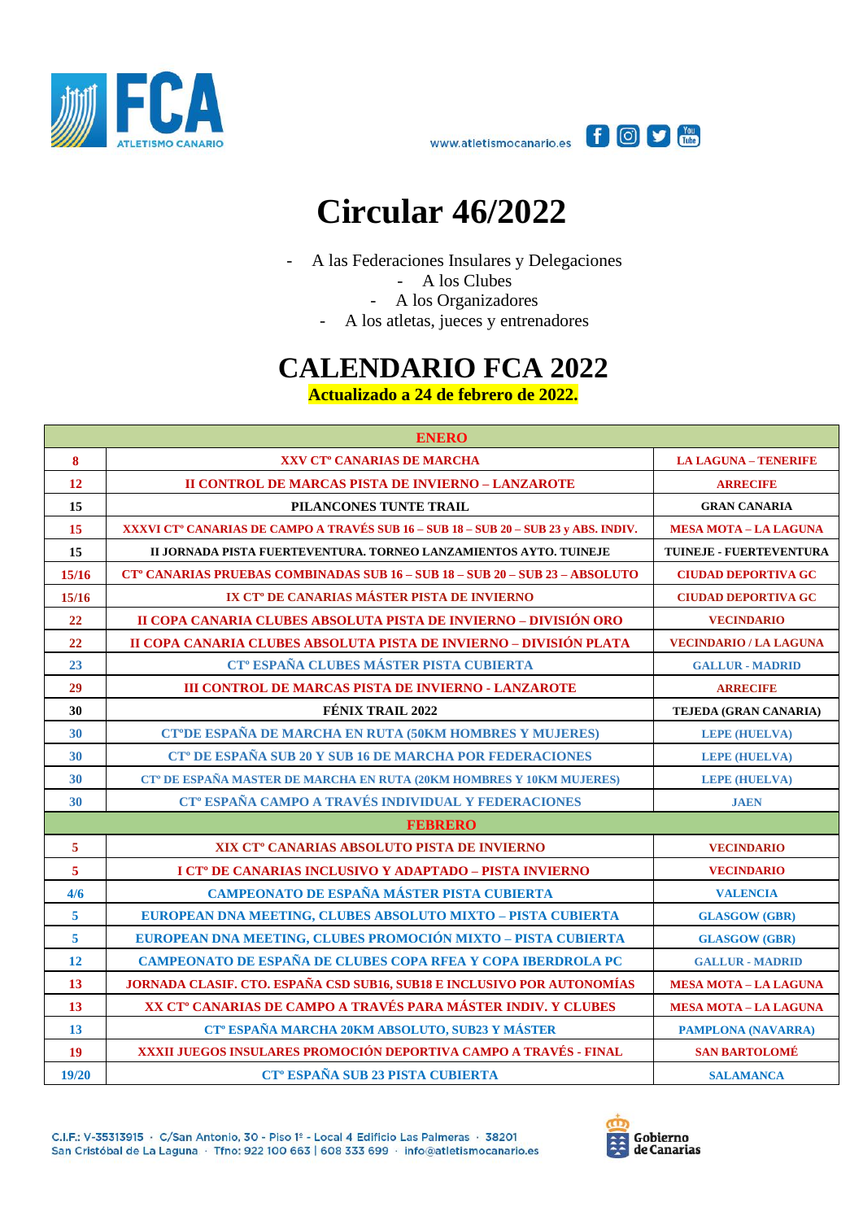# Circular 46/2022

- A las Federaciones Insulares y Delegaciones
- A los Clubes
- A los Organizadores
- A los atletas, jueces y entrenadores

## CALENDARIO FCA 2022

**Actualizado a 24 de febrero de 2022.**

| ENERO | | |
|---|---|---|
| 8 | XXV CTº CANARIAS DE MARCHA | LA LAGUNA – TENERIFE |
| 12 | II CONTROL DE MARCAS PISTA DE INVIERNO – LANZAROTE | ARRECIFE |
| 15 | PILANCONES TUNTE TRAIL | GRAN CANARIA |
| 15 | XXXVI CTº CANARIAS DE CAMPO A TRAVÉS SUB 16 – SUB 18 – SUB 20 – SUB 23 y ABS. INDIV. | MESA MOTA – LA LAGUNA |
| 15 | II JORNADA PISTA FUERTEVENTURA. TORNEO LANZAMIENTOS AYTO. TUINEJE | TUINEJE - FUERTEVENTURA |
| 15/16 | CTº CANARIAS PRUEBAS COMBINADAS SUB 16 – SUB 18 – SUB 20 – SUB 23 – ABSOLUTO | CIUDAD DEPORTIVA GC |
| 15/16 | IX CTº DE CANARIAS MÁSTER PISTA DE INVIERNO | CIUDAD DEPORTIVA GC |
| 22 | II COPA CANARIA CLUBES ABSOLUTA PISTA DE INVIERNO – DIVISIÓN ORO | VECINDARIO |
| 22 | II COPA CANARIA CLUBES ABSOLUTA PISTA DE INVIERNO – DIVISIÓN PLATA | VECINDARIO / LA LAGUNA |
| 23 | CTº ESPAÑA CLUBES MÁSTER PISTA CUBIERTA | GALLUR - MADRID |
| 29 | III CONTROL DE MARCAS PISTA DE INVIERNO - LANZAROTE | ARRECIFE |
| 30 | FÉNIX TRAIL 2022 | TEJEDA (GRAN CANARIA) |
| 30 | CTºDE ESPAÑA DE MARCHA EN RUTA (50KM HOMBRES Y MUJERES) | LEPE (HUELVA) |
| 30 | CTº DE ESPAÑA SUB 20 Y SUB 16 DE MARCHA POR FEDERACIONES | LEPE (HUELVA) |
| 30 | CTº DE ESPAÑA MASTER DE MARCHA EN RUTA (20KM HOMBRES Y 10KM MUJERES) | LEPE (HUELVA) |
| 30 | CTº ESPAÑA CAMPO A TRAVÉS INDIVIDUAL Y FEDERACIONES | JAEN |
| FEBRERO | | |
| 5 | XIX CTº CANARIAS ABSOLUTO PISTA DE INVIERNO | VECINDARIO |
| 5 | I CTº DE CANARIAS INCLUSIVO Y ADAPTADO – PISTA INVIERNO | VECINDARIO |
| 4/6 | CAMPEONATO DE ESPAÑA MÁSTER PISTA CUBIERTA | VALENCIA |
| 5 | EUROPEAN DNA MEETING, CLUBES ABSOLUTO MIXTO – PISTA CUBIERTA | GLASGOW (GBR) |
| 5 | EUROPEAN DNA MEETING, CLUBES PROMOCIÓN MIXTO – PISTA CUBIERTA | GLASGOW (GBR) |
| 12 | CAMPEONATO DE ESPAÑA DE CLUBES COPA RFEA Y COPA IBERDROLA PC | GALLUR - MADRID |
| 13 | JORNADA CLASIF. CTO. ESPAÑA CSD SUB16, SUB18 E INCLUSIVO POR AUTONOMÍAS | MESA MOTA – LA LAGUNA |
| 13 | XX CTº CANARIAS DE CAMPO A TRAVÉS PARA MÁSTER INDIV. Y CLUBES | MESA MOTA – LA LAGUNA |
| 13 | CTº ESPAÑA MARCHA 20KM ABSOLUTO, SUB23 Y MÁSTER | PAMPLONA (NAVARRA) |
| 19 | XXXII JUEGOS INSULARES PROMOCIÓN DEPORTIVA CAMPO A TRAVÉS - FINAL | SAN BARTOLOMÉ |
| 19/20 | CTº ESPAÑA SUB 23 PISTA CUBIERTA | SALAMANCA |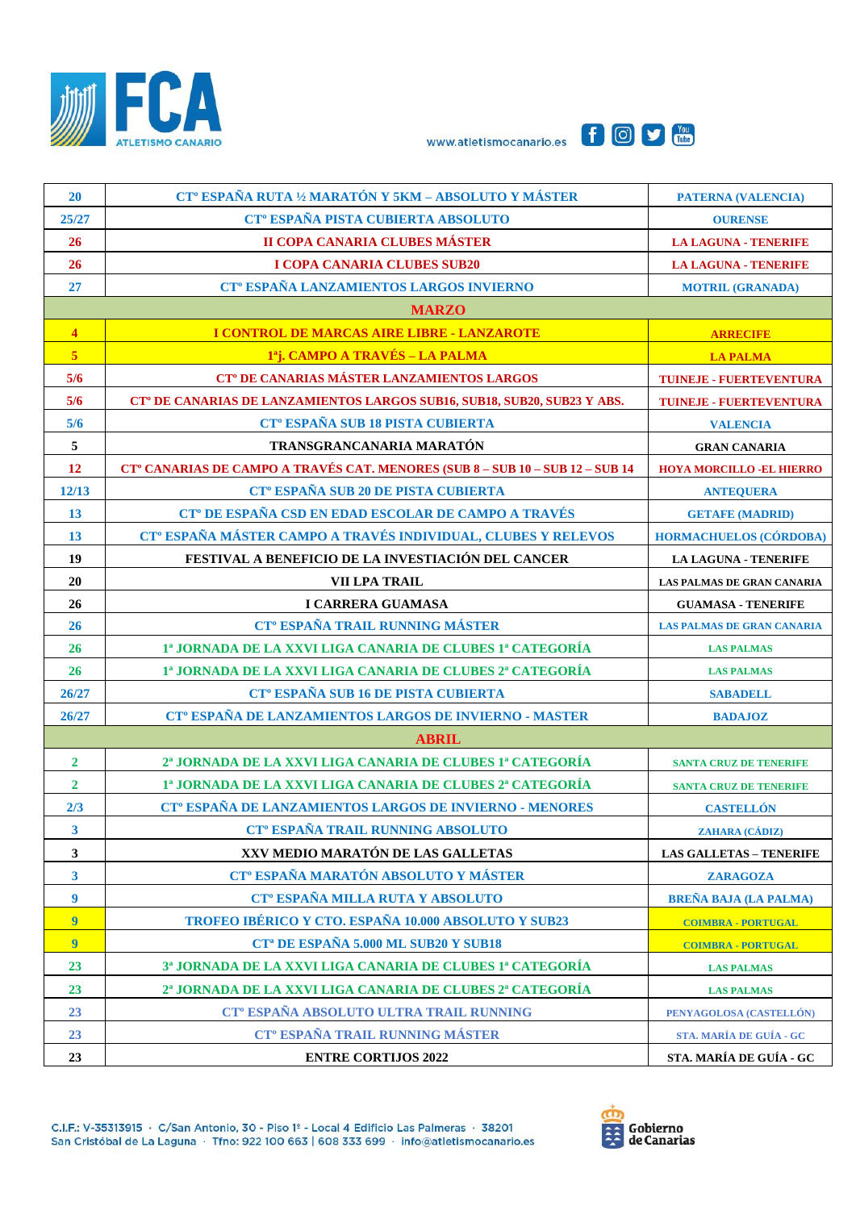| | | |
|---|---|---|
| 20 | CTº ESPAÑA RUTA ½ MARATÓN Y 5KM – ABSOLUTO Y MÁSTER | PATERNA (VALENCIA) |
| 25/27 | CTº ESPAÑA PISTA CUBIERTA ABSOLUTO | OURENSE |
| 26 | II COPA CANARIA CLUBES MÁSTER | LA LAGUNA - TENERIFE |
| 26 | I COPA CANARIA CLUBES SUB20 | LA LAGUNA - TENERIFE |
| 27 | CTº ESPAÑA LANZAMIENTOS LARGOS INVIERNO | MOTRIL (GRANADA) |
| **MARZO** | | |
| 4 | I CONTROL DE MARCAS AIRE LIBRE - LANZAROTE | ARRECIFE |
| 5 | 1ªj. CAMPO A TRAVÉS – LA PALMA | LA PALMA |
| 5/6 | CTº DE CANARIAS MÁSTER LANZAMIENTOS LARGOS | TUINEJE - FUERTEVENTURA |
| 5/6 | CTº DE CANARIAS DE LANZAMIENTOS LARGOS SUB16, SUB18, SUB20, SUB23 Y ABS. | TUINEJE - FUERTEVENTURA |
| 5/6 | CTº ESPAÑA SUB 18 PISTA CUBIERTA | VALENCIA |
| 5 | TRANSGRANCANARIA MARATÓN | GRAN CANARIA |
| 12 | CTº CANARIAS DE CAMPO A TRAVÉS CAT. MENORES (SUB 8 – SUB 10 – SUB 12 – SUB 14 | HOYA MORCILLO -EL HIERRO |
| 12/13 | CTº ESPAÑA SUB 20 DE PISTA CUBIERTA | ANTEQUERA |
| 13 | CTº DE ESPAÑA CSD EN EDAD ESCOLAR DE CAMPO A TRAVÉS | GETAFE (MADRID) |
| 13 | CTº ESPAÑA MÁSTER CAMPO A TRAVÉS INDIVIDUAL, CLUBES Y RELEVOS | HORMACHUELOS (CÓRDOBA) |
| 19 | FESTIVAL A BENEFICIO DE LA INVESTIACIÓN DEL CANCER | LA LAGUNA - TENERIFE |
| 20 | VII LPA TRAIL | LAS PALMAS DE GRAN CANARIA |
| 26 | I CARRERA GUAMASA | GUAMASA - TENERIFE |
| 26 | CTº ESPAÑA TRAIL RUNNING MÁSTER | LAS PALMAS DE GRAN CANARIA |
| 26 | 1ª JORNADA DE LA XXVI LIGA CANARIA DE CLUBES 1ª CATEGORÍA | LAS PALMAS |
| 26 | 1ª JORNADA DE LA XXVI LIGA CANARIA DE CLUBES 2ª CATEGORÍA | LAS PALMAS |
| 26/27 | CTº ESPAÑA SUB 16 DE PISTA CUBIERTA | SABADELL |
| 26/27 | CTº ESPAÑA DE LANZAMIENTOS LARGOS DE INVIERNO - MASTER | BADAJOZ |
| **ABRIL** | | |
| 2 | 2ª JORNADA DE LA XXVI LIGA CANARIA DE CLUBES 1ª CATEGORÍA | SANTA CRUZ DE TENERIFE |
| 2 | 1ª JORNADA DE LA XXVI LIGA CANARIA DE CLUBES 2ª CATEGORÍA | SANTA CRUZ DE TENERIFE |
| 2/3 | CTº ESPAÑA DE LANZAMIENTOS LARGOS DE INVIERNO - MENORES | CASTELLÓN |
| 3 | CTº ESPAÑA TRAIL RUNNING ABSOLUTO | ZAHARA (CÁDIZ) |
| 3 | XXV MEDIO MARATÓN DE LAS GALLETAS | LAS GALLETAS – TENERIFE |
| 3 | CTº ESPAÑA MARATÓN ABSOLUTO Y MÁSTER | ZARAGOZA |
| 9 | CTº ESPAÑA MILLA RUTA Y ABSOLUTO | BREÑA BAJA (LA PALMA) |
| 9 | TROFEO IBÉRICO Y CTO. ESPAÑA 10.000 ABSOLUTO Y SUB23 | COIMBRA - PORTUGAL |
| 9 | CTª DE ESPAÑA 5.000 ML SUB20 Y SUB18 | COIMBRA - PORTUGAL |
| 23 | 3ª JORNADA DE LA XXVI LIGA CANARIA DE CLUBES 1ª CATEGORÍA | LAS PALMAS |
| 23 | 2ª JORNADA DE LA XXVI LIGA CANARIA DE CLUBES 2ª CATEGORÍA | LAS PALMAS |
| 23 | CTº ESPAÑA ABSOLUTO ULTRA TRAIL RUNNING | PENYAGOLOSA (CASTELLÓN) |
| 23 | CTº ESPAÑA TRAIL RUNNING MÁSTER | STA. MARÍA DE GUÍA - GC |
| 23 | ENTRE CORTIJOS 2022 | STA. MARÍA DE GUÍA - GC |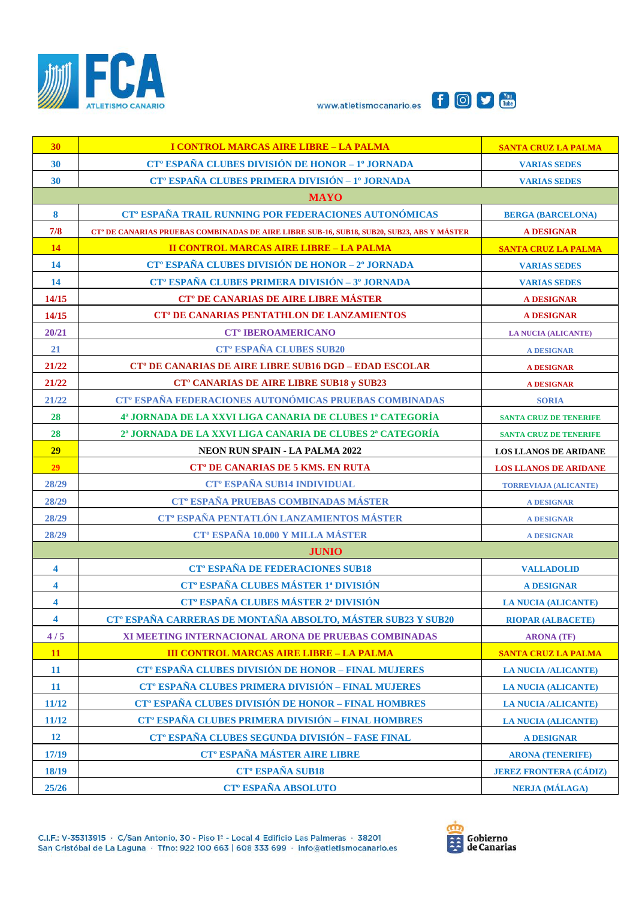| 30 | I CONTROL MARCAS AIRE LIBRE – LA PALMA | SANTA CRUZ LA PALMA |
|---|---|---|
| 30 | CTº ESPAÑA CLUBES DIVISIÓN DE HONOR – 1º JORNADA | VARIAS SEDES |
| 30 | CTº ESPAÑA CLUBES PRIMERA DIVISIÓN – 1º JORNADA | VARIAS SEDES |
| | **MAYO** | |
| 8 | CTº ESPAÑA TRAIL RUNNING POR FEDERACIONES AUTONÓMICAS | BERGA (BARCELONA) |
| 7/8 | CTº DE CANARIAS PRUEBAS COMBINADAS DE AIRE LIBRE SUB-16, SUB18, SUB20, SUB23, ABS Y MÁSTER | A DESIGNAR |
| 14 | II CONTROL MARCAS AIRE LIBRE – LA PALMA | SANTA CRUZ LA PALMA |
| 14 | CTº ESPAÑA CLUBES DIVISIÓN DE HONOR – 2º JORNADA | VARIAS SEDES |
| 14 | CTº ESPAÑA CLUBES PRIMERA DIVISIÓN – 3º JORNADA | VARIAS SEDES |
| 14/15 | CTº DE CANARIAS DE AIRE LIBRE MÁSTER | A DESIGNAR |
| 14/15 | CTº DE CANARIAS PENTATHLON DE LANZAMIENTOS | A DESIGNAR |
| 20/21 | CTº IBEROAMERICANO | LA NUCIA (ALICANTE) |
| 21 | CTº ESPAÑA CLUBES SUB20 | A DESIGNAR |
| 21/22 | CTº DE CANARIAS DE AIRE LIBRE SUB16 DGD – EDAD ESCOLAR | A DESIGNAR |
| 21/22 | CTº CANARIAS DE AIRE LIBRE SUB18 y SUB23 | A DESIGNAR |
| 21/22 | CTº ESPAÑA FEDERACIONES AUTONÓMICAS PRUEBAS COMBINADAS | SORIA |
| 28 | 4ª JORNADA DE LA XXVI LIGA CANARIA DE CLUBES 1ª CATEGORÍA | SANTA CRUZ DE TENERIFE |
| 28 | 2ª JORNADA DE LA XXVI LIGA CANARIA DE CLUBES 2ª CATEGORÍA | SANTA CRUZ DE TENERIFE |
| 29 | NEON RUN SPAIN - LA PALMA 2022 | LOS LLANOS DE ARIDANE |
| 29 | CTº DE CANARIAS DE 5 KMS. EN RUTA | LOS LLANOS DE ARIDANE |
| 28/29 | CTº ESPAÑA SUB14 INDIVIDUAL | TORREVIAJA (ALICANTE) |
| 28/29 | CTº ESPAÑA PRUEBAS COMBINADAS MÁSTER | A DESIGNAR |
| 28/29 | CTº ESPAÑA PENTATLÓN LANZAMIENTOS MÁSTER | A DESIGNAR |
| 28/29 | CTº ESPAÑA 10.000 Y MILLA MÁSTER | A DESIGNAR |
| | **JUNIO** | |
| 4 | CTº ESPAÑA DE FEDERACIONES SUB18 | VALLADOLID |
| 4 | CTº ESPAÑA CLUBES MÁSTER 1ª DIVISIÓN | A DESIGNAR |
| 4 | CTº ESPAÑA CLUBES MÁSTER 2ª DIVISIÓN | LA NUCIA (ALICANTE) |
| 4 | CTº ESPAÑA CARRERAS DE MONTAÑA ABSOLTO, MÁSTER SUB23 Y SUB20 | RIOPAR (ALBACETE) |
| 4 / 5 | XI MEETING INTERNACIONAL ARONA DE PRUEBAS COMBINADAS | ARONA (TF) |
| 11 | III CONTROL MARCAS AIRE LIBRE – LA PALMA | SANTA CRUZ LA PALMA |
| 11 | CTº ESPAÑA CLUBES DIVISIÓN DE HONOR – FINAL MUJERES | LA NUCIA /ALICANTE) |
| 11 | CTº ESPAÑA CLUBES PRIMERA DIVISIÓN – FINAL MUJERES | LA NUCIA (ALICANTE) |
| 11/12 | CTº ESPAÑA CLUBES DIVISIÓN DE HONOR – FINAL HOMBRES | LA NUCIA /ALICANTE) |
| 11/12 | CTº ESPAÑA CLUBES PRIMERA DIVISIÓN – FINAL HOMBRES | LA NUCIA (ALICANTE) |
| 12 | CTº ESPAÑA CLUBES SEGUNDA DIVISIÓN – FASE FINAL | A DESIGNAR |
| 17/19 | CTº ESPAÑA MÁSTER AIRE LIBRE | ARONA (TENERIFE) |
| 18/19 | CTº ESPAÑA SUB18 | JEREZ FRONTERA (CÁDIZ) |
| 25/26 | CTº ESPAÑA ABSOLUTO | NERJA (MÁLAGA) |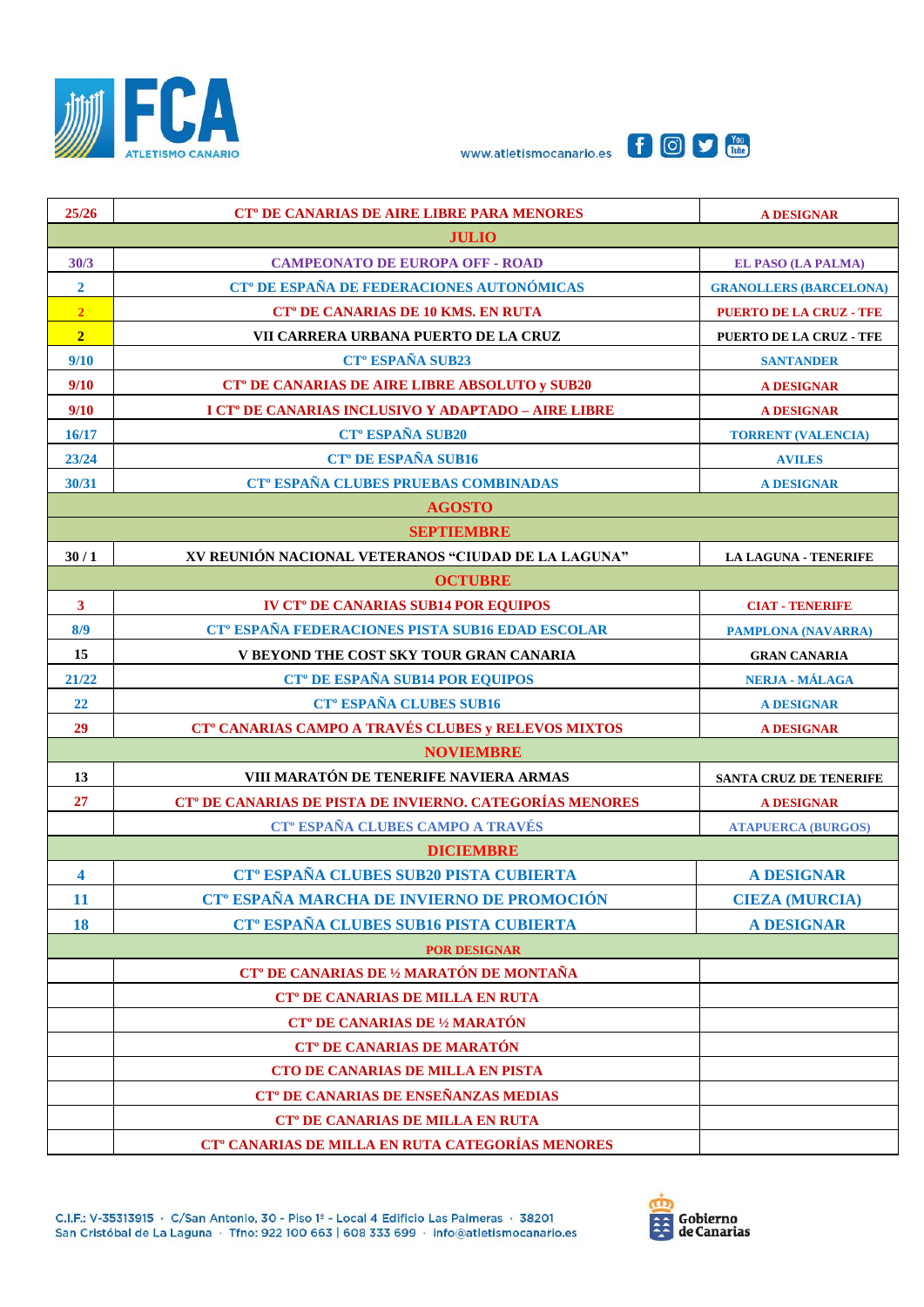| 25/26 | Cº DE CANARIAS DE AIRE LIBRE PARA MENORES | A DESIGNAR |
|---|---|---|
| **JULIO** | | |
| 30/3 | CAMPEONATO DE EUROPA OFF - ROAD | EL PASO (LA PALMA) |
| 2 | Cº DE ESPAÑA DE FEDERACIONES AUTONÓMICAS | GRANOLLERS (BARCELONA) |
| 2 | Cº DE CANARIAS DE 10 KMS. EN RUTA | PUERTO DE LA CRUZ - TFE |
| 2 | VII CARRERA URBANA PUERTO DE LA CRUZ | PUERTO DE LA CRUZ - TFE |
| 9/10 | Cº ESPAÑA SUB23 | SANTANDER |
| 9/10 | Cº DE CANARIAS DE AIRE LIBRE ABSOLUTO y SUB20 | A DESIGNAR |
| 9/10 | I Cº DE CANARIAS INCLUSIVO Y ADAPTADO – AIRE LIBRE | A DESIGNAR |
| 16/17 | Cº ESPAÑA SUB20 | TORRENT (VALENCIA) |
| 23/24 | Cº DE ESPAÑA SUB16 | AVILES |
| 30/31 | Cº ESPAÑA CLUBES PRUEBAS COMBINADAS | A DESIGNAR |
| **AGOSTO** | | |
| **SEPTIEMBRE** | | |
| 30 / 1 | XV REUNIÓN NACIONAL VETERANOS "CIUDAD DE LA LAGUNA" | LA LAGUNA - TENERIFE |
| **OCTUBRE** | | |
| 3 | IV Cº DE CANARIAS SUB14 POR EQUIPOS | CIAT - TENERIFE |
| 8/9 | Cº ESPAÑA FEDERACIONES PISTA SUB16 EDAD ESCOLAR | PAMPLONA (NAVARRA) |
| 15 | V BEYOND THE COST SKY TOUR GRAN CANARIA | GRAN CANARIA |
| 21/22 | Cº DE ESPAÑA SUB14 POR EQUIPOS | NERJA - MÁLAGA |
| 22 | Cº ESPAÑA CLUBES SUB16 | A DESIGNAR |
| 29 | Cº CANARIAS CAMPO A TRAVÉS CLUBES y RELEVOS MIXTOS | A DESIGNAR |
| **NOVIEMBRE** | | |
| 13 | VIII MARATÓN DE TENERIFE NAVIERA ARMAS | SANTA CRUZ DE TENERIFE |
| 27 | Cº DE CANARIAS DE PISTA DE INVIERNO. CATEGORÍAS MENORES | A DESIGNAR |
| | Cº ESPAÑA CLUBES CAMPO A TRAVÉS | ATAPUERCA (BURGOS) |
| **DICIEMBRE** | | |
| 4 | Cº ESPAÑA CLUBES SUB20 PISTA CUBIERTA | A DESIGNAR |
| 11 | Cº ESPAÑA MARCHA DE INVIERNO DE PROMOCIÓN | CIEZA (MURCIA) |
| 18 | Cº ESPAÑA CLUBES SUB16 PISTA CUBIERTA | A DESIGNAR |
| **POR DESIGNAR** | | |
| | Cº DE CANARIAS DE ½ MARATÓN DE MONTAÑA | |
| | Cº DE CANARIAS DE MILLA EN RUTA | |
| | Cº DE CANARIAS DE ½ MARATÓN | |
| | Cº DE CANARIAS DE MARATÓN | |
| | CTO DE CANARIAS DE MILLA EN PISTA | |
| | Cº DE CANARIAS DE ENSEÑANZAS MEDIAS | |
| | Cº DE CANARIAS DE MILLA EN RUTA | |
| | Cº CANARIAS DE MILLA EN RUTA CATEGORÍAS MENORES | |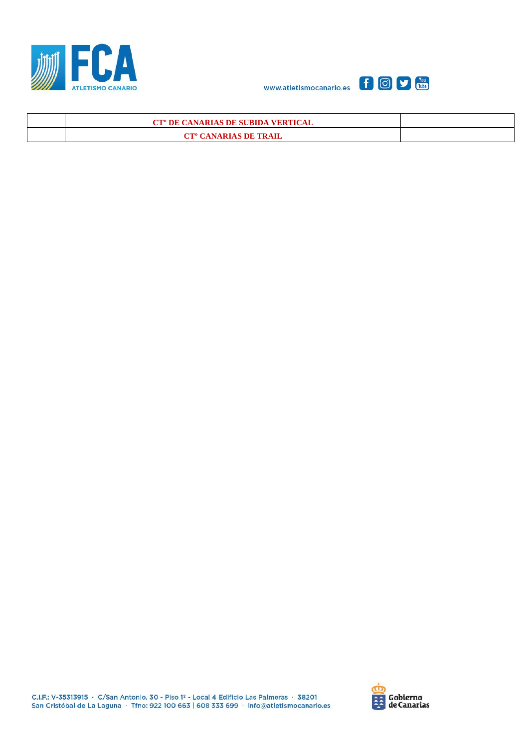| | | |
|---|---|---|
| | **CTº DE CANARIAS DE SUBIDA VERTICAL** | |
| | **CTº CANARIAS DE TRAIL** | |